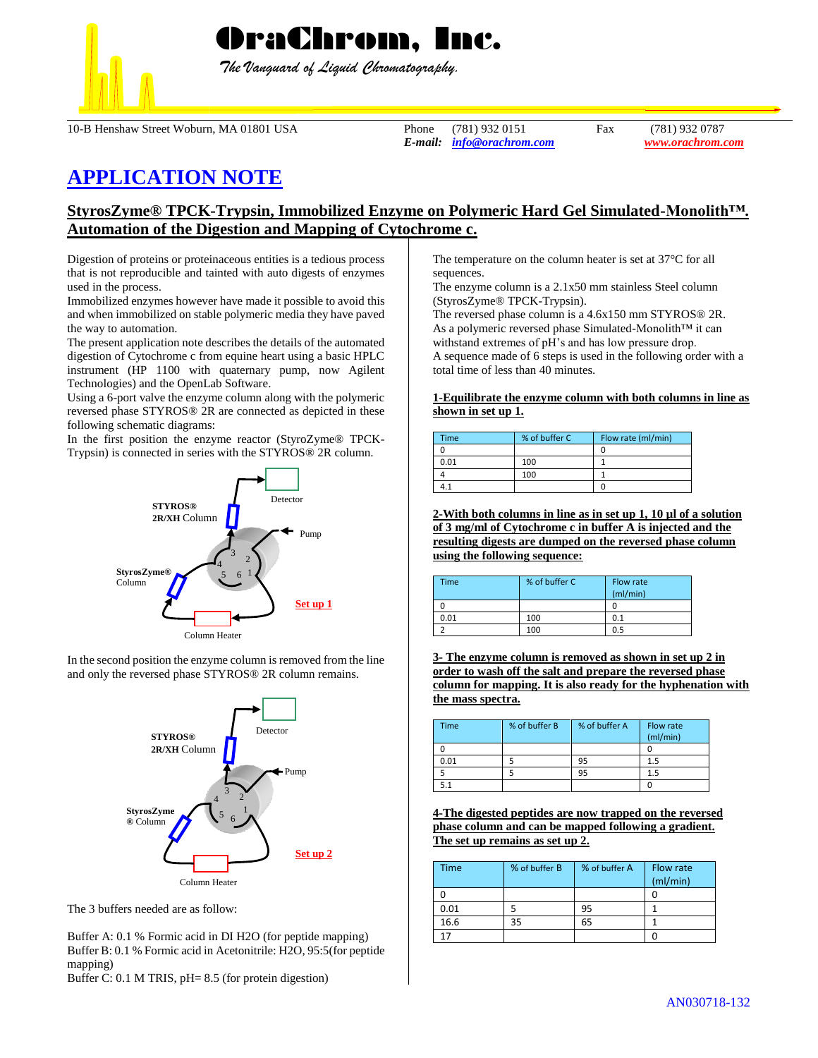# OraChrom, Inc.

*The Vanguard of Liquid Chromatography.*

10-B Henshaw Street Woburn, MA 01801 USA Phone (781) 932 0151 Fax (781) 932 0787
*E-mail:* *info@orachrom.com* *www.orachrom.com*

# APPLICATION NOTE

## StyrosZyme® TPCK-Trypsin, Immobilized Enzyme on Polymeric Hard Gel Simulated-Monolith™. Automation of the Digestion and Mapping of Cytochrome c.

Digestion of proteins or proteinaceous entities is a tedious process that is not reproducible and tainted with auto digests of enzymes used in the process.

Immobilized enzymes however have made it possible to avoid this and when immobilized on stable polymeric media they have paved the way to automation.

The present application note describes the details of the automated digestion of Cytochrome c from equine heart using a basic HPLC instrument (HP 1100 with quaternary pump, now Agilent Technologies) and the OpenLab Software.

Using a 6-port valve the enzyme column along with the polymeric reversed phase STYROS® 2R are connected as depicted in these following schematic diagrams:

In the first position the enzyme reactor (StyroZyme® TPCK-Trypsin) is connected in series with the STYROS® 2R column.

Detector
STYROS® 2R/XH Column
Pump
StyrosZyme® Column
Set up 1
Column Heater

In the second position the enzyme column is removed from the line and only the reversed phase STYROS® 2R column remains.

Detector
STYROS® 2R/XH Column
Pump
StyrosZyme ® Column
Set up 2
Column Heater

The 3 buffers needed are as follow:

Buffer A: 0.1 % Formic acid in DI H2O (for peptide mapping)
Buffer B: 0.1 % Formic acid in Acetonitrile: H2O, 95:5(for peptide mapping)
Buffer C: 0.1 M TRIS, pH= 8.5 (for protein digestion)

The temperature on the column heater is set at 37°C for all sequences.
The enzyme column is a 2.1x50 mm stainless Steel column (StyrosZyme® TPCK-Trypsin).
The reversed phase column is a 4.6x150 mm STYROS® 2R.
As a polymeric reversed phase Simulated-Monolith™ it can withstand extremes of pH's and has low pressure drop.
A sequence made of 6 steps is used in the following order with a total time of less than 40 minutes.

**1-Equilibrate the enzyme column with both columns in line as shown in set up 1.**

| Time | % of buffer C | Flow rate (ml/min) |
|---|---|---|
| 0 | | 0 |
| 0.01 | 100 | 1 |
| 4 | 100 | 1 |
| 4.1 | | 0 |

**2-With both columns in line as in set up 1, 10 µl of a solution of 3 mg/ml of Cytochrome c in buffer A is injected and the resulting digests are dumped on the reversed phase column using the following sequence:**

| Time | % of buffer C | Flow rate (ml/min) |
|---|---|---|
| 0 | | 0 |
| 0.01 | 100 | 0.1 |
| 2 | 100 | 0.5 |

**3- The enzyme column is removed as shown in set up 2 in order to wash off the salt and prepare the reversed phase column for mapping. It is also ready for the hyphenation with the mass spectra.**

| Time | % of buffer B | % of buffer A | Flow rate (ml/min) |
|---|---|---|---|
| 0 | | | 0 |
| 0.01 | 5 | 95 | 1.5 |
| 5 | 5 | 95 | 1.5 |
| 5.1 | | | 0 |

**4-The digested peptides are now trapped on the reversed phase column and can be mapped following a gradient. The set up remains as set up 2.**

| Time | % of buffer B | % of buffer A | Flow rate (ml/min) |
|---|---|---|---|
| 0 | | | 0 |
| 0.01 | 5 | 95 | 1 |
| 16.6 | 35 | 65 | 1 |
| 17 | | | 0 |

AN030718-132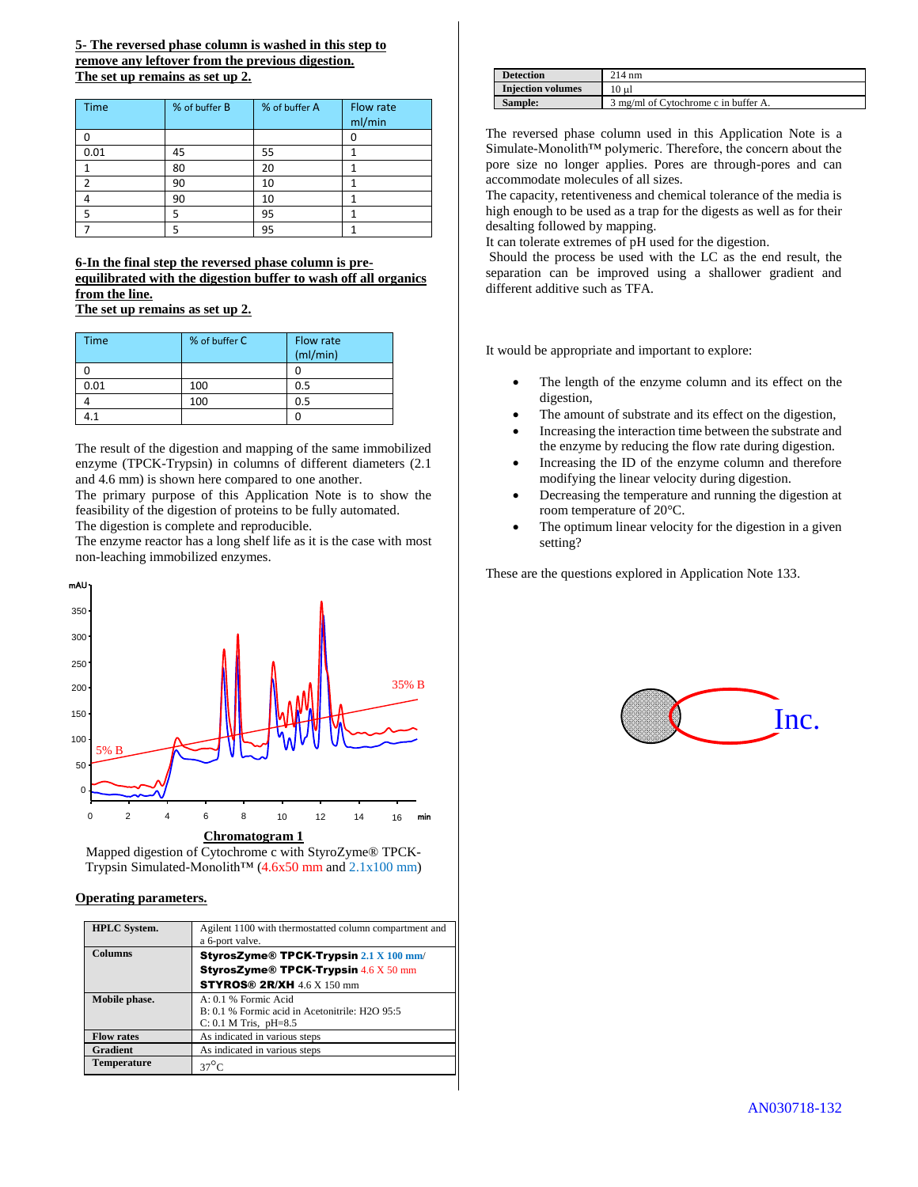**5- The reversed phase column is washed in this step to remove any leftover from the previous digestion.**
**The set up remains as set up 2.**

| Time | % of buffer B | % of buffer A | Flow rate ml/min |
|---|---|---|---|
| 0 | | | 0 |
| 0.01 | 45 | 55 | 1 |
| 1 | 80 | 20 | 1 |
| 2 | 90 | 10 | 1 |
| 4 | 90 | 10 | 1 |
| 5 | 5 | 95 | 1 |
| 7 | 5 | 95 | 1 |

**6-In the final step the reversed phase column is pre-equilibrated with the digestion buffer to wash off all organics from the line.**
**The set up remains as set up 2.**

| Time | % of buffer C | Flow rate (ml/min) |
|---|---|---|
| 0 | | 0 |
| 0.01 | 100 | 0.5 |
| 4 | 100 | 0.5 |
| 4.1 | | 0 |

The result of the digestion and mapping of the same immobilized enzyme (TPCK-Trypsin) in columns of different diameters (2.1 and 4.6 mm) is shown here compared to one another.
The primary purpose of this Application Note is to show the feasibility of the digestion of proteins to be fully automated.
The digestion is complete and reproducible.
The enzyme reactor has a long shelf life as it is the case with most non-leaching immobilized enzymes.

mAU
350
300
250
200
150
100
50
0
0 2 4 6 8 10 12 14 16 min
5% B
35% B

**Chromatogram 1**
Mapped digestion of Cytochrome c with StyroZyme® TPCK-Trypsin Simulated-Monolith™ (4.6x50 mm and 2.1x100 mm)

**Operating parameters.**

| | |
|---|---|
| **HPLC System.** | Agilent 1100 with thermostatted column compartment and a 6-port valve. |
| **Columns** | **StyrosZyme® TPCK-Trypsin** 2.1 X 100 mm/ **StyrosZyme® TPCK-Trypsin** 4.6 X 50 mm **STYROS® 2R/XH** 4.6 X 150 mm |
| **Mobile phase.** | A: 0.1 % Formic Acid<br>B: 0.1 % Formic acid in Acetonitrile: H2O 95:5<br>C: 0.1 M Tris, pH=8.5 |
| **Flow rates** | As indicated in various steps |
| **Gradient** | As indicated in various steps |
| **Temperature** | 37°C |

| | |
|---|---|
| **Detection** | 214 nm |
| **Injection volumes** | 10 µl |
| **Sample:** | 3 mg/ml of Cytochrome c in buffer A. |

The reversed phase column used in this Application Note is a Simulate-Monolith™ polymeric. Therefore, the concern about the pore size no longer applies. Pores are through-pores and can accommodate molecules of all sizes.
The capacity, retentiveness and chemical tolerance of the media is high enough to be used as a trap for the digests as well as for their desalting followed by mapping.
It can tolerate extremes of pH used for the digestion.
Should the process be used with the LC as the end result, the separation can be improved using a shallower gradient and different additive such as TFA.

It would be appropriate and important to explore:

- The length of the enzyme column and its effect on the digestion,
- The amount of substrate and its effect on the digestion,
- Increasing the interaction time between the substrate and the enzyme by reducing the flow rate during digestion.
- Increasing the ID of the enzyme column and therefore modifying the linear velocity during digestion.
- Decreasing the temperature and running the digestion at room temperature of 20°C.
- The optimum linear velocity for the digestion in a given setting?

These are the questions explored in Application Note 133.

Inc.

AN030718-132